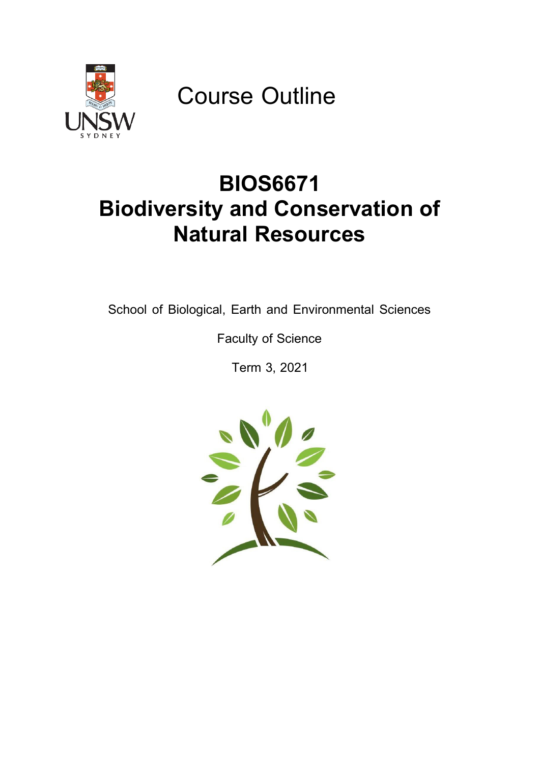Course Outline

# BIOS6671 Biodiversity and Conservation of Natural Resources

School of Biological, Earth and Environmental Sciences

Faculty of Science

Term 3, 2021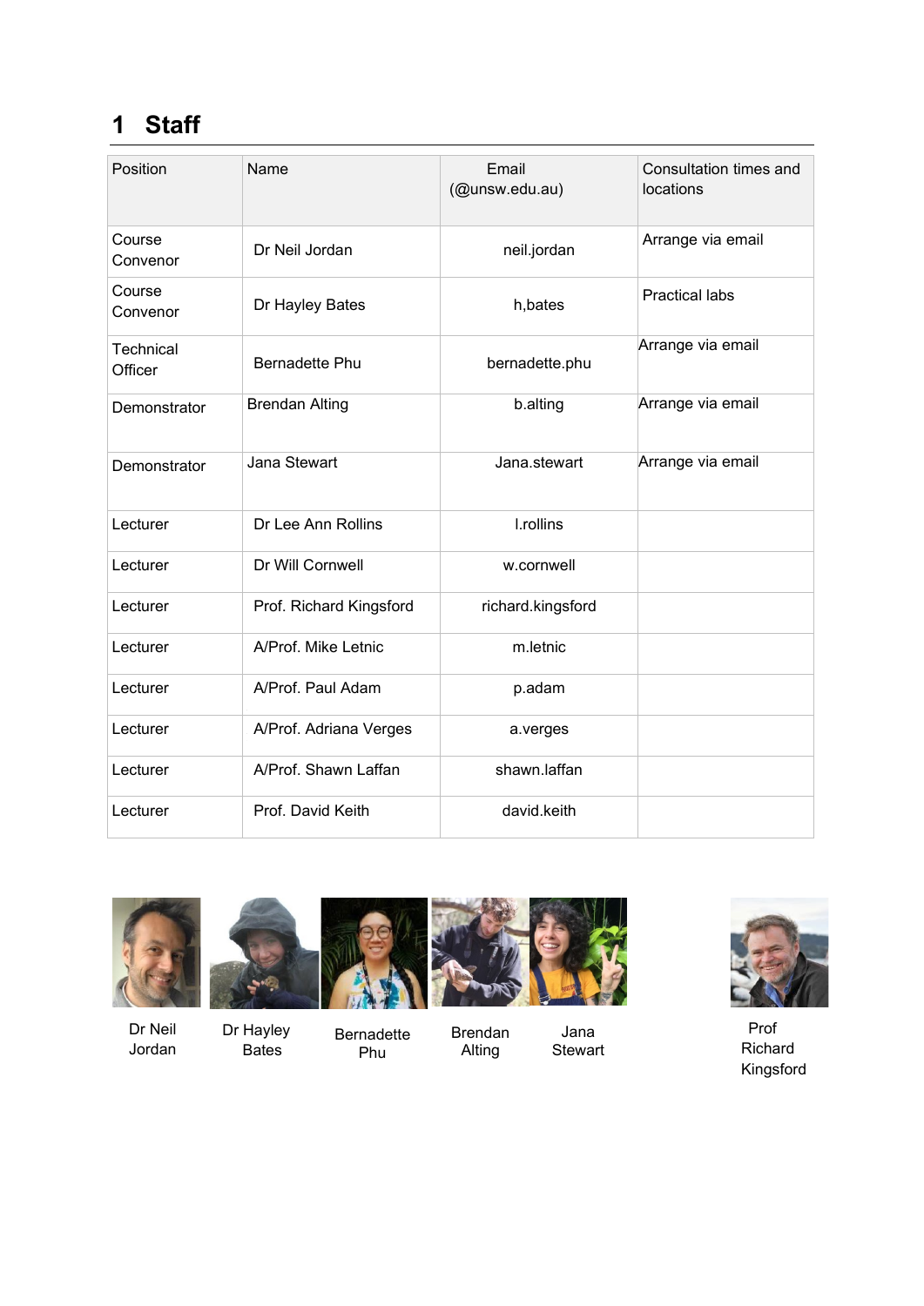# 1 Staff

| Position | Name | Email (@unsw.edu.au) | Consultation times and locations |
|---|---|---|---|
| Course Convenor | Dr Neil Jordan | neil.jordan | Arrange via email |
| Course Convenor | Dr Hayley Bates | h,bates | Practical labs |
| Technical Officer | Bernadette Phu | bernadette.phu | Arrange via email |
| Demonstrator | Brendan Alting | b.alting | Arrange via email |
| Demonstrator | Jana Stewart | Jana.stewart | Arrange via email |
| Lecturer | Dr Lee Ann Rollins | l.rollins | |
| Lecturer | Dr Will Cornwell | w.cornwell | |
| Lecturer | Prof. Richard Kingsford | richard.kingsford | |
| Lecturer | A/Prof. Mike Letnic | m.letnic | |
| Lecturer | A/Prof. Paul Adam | p.adam | |
| Lecturer | A/Prof. Adriana Verges | a.verges | |
| Lecturer | A/Prof. Shawn Laffan | shawn.laffan | |
| Lecturer | Prof. David Keith | david.keith | |

Dr Neil Jordan    Dr Hayley Bates    Bernadette Phu    Brendan Alting    Jana Stewart    Prof Richard Kingsford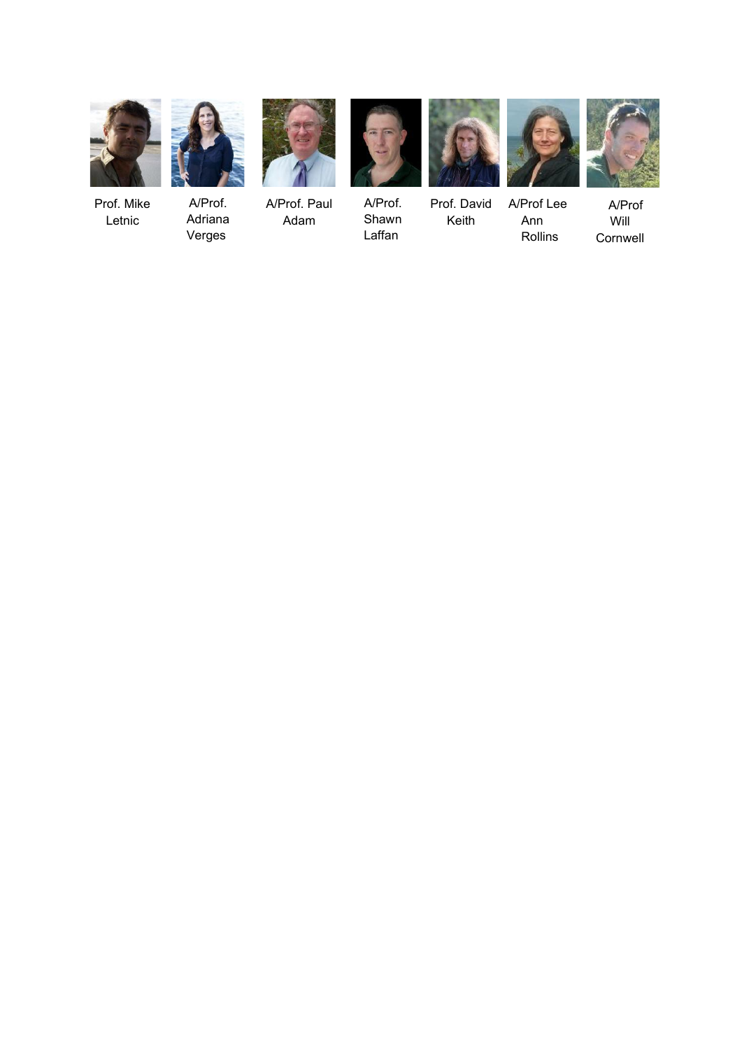Prof. Mike Letnic

A/Prof. Adriana Verges

A/Prof. Paul Adam

A/Prof. Shawn Laffan

Prof. David Keith

A/Prof Lee Ann Rollins

A/Prof Will Cornwell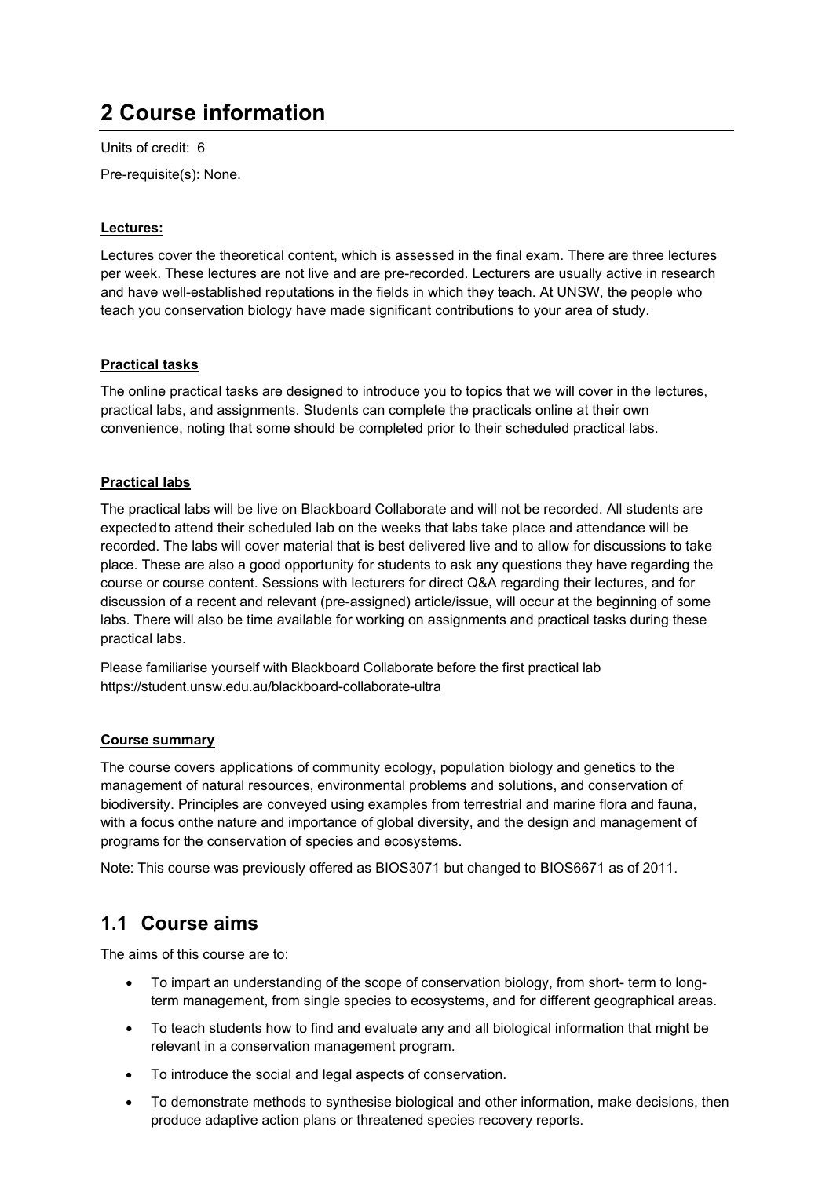# 2 Course information

Units of credit: 6

Pre-requisite(s): None.

**Lectures:**

Lectures cover the theoretical content, which is assessed in the final exam. There are three lectures per week. These lectures are not live and are pre-recorded. Lecturers are usually active in research and have well-established reputations in the fields in which they teach. At UNSW, the people who teach you conservation biology have made significant contributions to your area of study.

**Practical tasks**

The online practical tasks are designed to introduce you to topics that we will cover in the lectures, practical labs, and assignments. Students can complete the practicals online at their own convenience, noting that some should be completed prior to their scheduled practical labs.

**Practical labs**

The practical labs will be live on Blackboard Collaborate and will not be recorded. All students are expected to attend their scheduled lab on the weeks that labs take place and attendance will be recorded. The labs will cover material that is best delivered live and to allow for discussions to take place. These are also a good opportunity for students to ask any questions they have regarding the course or course content. Sessions with lecturers for direct Q&A regarding their lectures, and for discussion of a recent and relevant (pre-assigned) article/issue, will occur at the beginning of some labs. There will also be time available for working on assignments and practical tasks during these practical labs.

Please familiarise yourself with Blackboard Collaborate before the first practical lab https://student.unsw.edu.au/blackboard-collaborate-ultra

**Course summary**

The course covers applications of community ecology, population biology and genetics to the management of natural resources, environmental problems and solutions, and conservation of biodiversity. Principles are conveyed using examples from terrestrial and marine flora and fauna, with a focus onthe nature and importance of global diversity, and the design and management of programs for the conservation of species and ecosystems.

Note: This course was previously offered as BIOS3071 but changed to BIOS6671 as of 2011.

## 1.1 Course aims

The aims of this course are to:

- To impart an understanding of the scope of conservation biology, from short- term to long-term management, from single species to ecosystems, and for different geographical areas.
- To teach students how to find and evaluate any and all biological information that might be relevant in a conservation management program.
- To introduce the social and legal aspects of conservation.
- To demonstrate methods to synthesise biological and other information, make decisions, then produce adaptive action plans or threatened species recovery reports.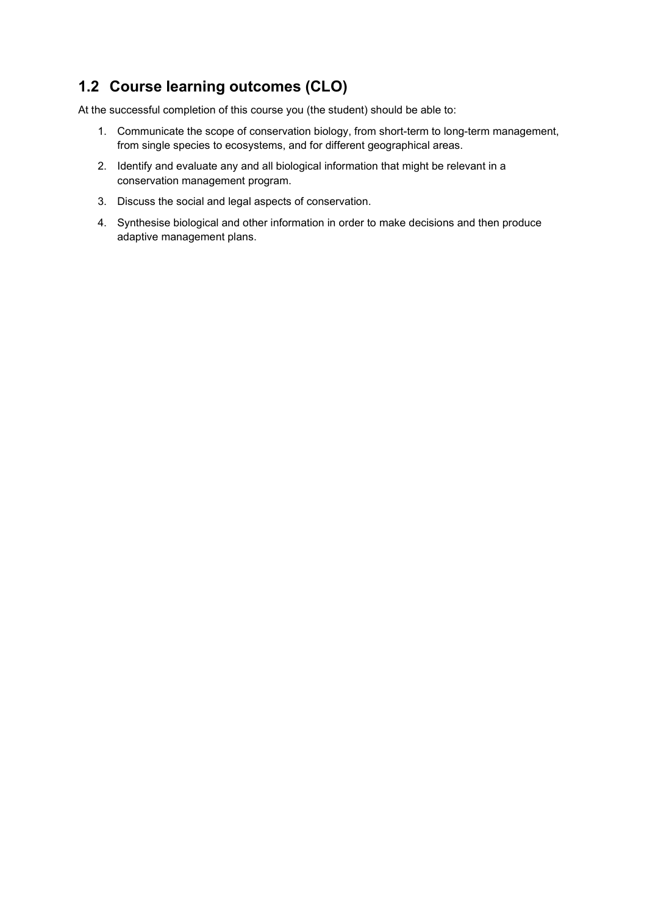## 1.2 Course learning outcomes (CLO)

At the successful completion of this course you (the student) should be able to:

1. Communicate the scope of conservation biology, from short-term to long-term management, from single species to ecosystems, and for different geographical areas.
2. Identify and evaluate any and all biological information that might be relevant in a conservation management program.
3. Discuss the social and legal aspects of conservation.
4. Synthesise biological and other information in order to make decisions and then produce adaptive management plans.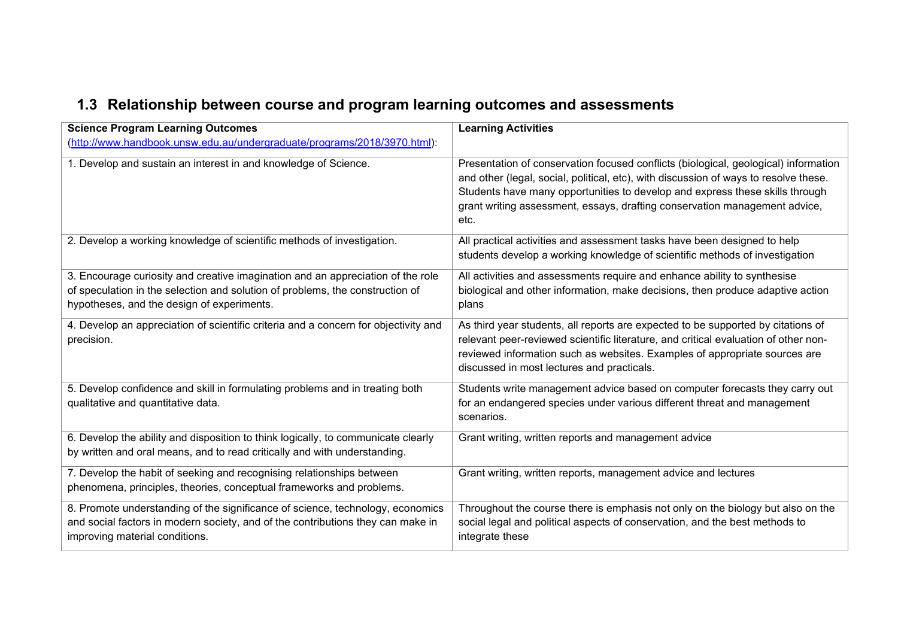## 1.3 Relationship between course and program learning outcomes and assessments

| **Science Program Learning Outcomes** (http://www.handbook.unsw.edu.au/undergraduate/programs/2018/3970.html): | **Learning Activities** |
|---|---|
| 1. Develop and sustain an interest in and knowledge of Science. | Presentation of conservation focused conflicts (biological, geological) information and other (legal, social, political, etc), with discussion of ways to resolve these. Students have many opportunities to develop and express these skills through grant writing assessment, essays, drafting conservation management advice, etc. |
| 2. Develop a working knowledge of scientific methods of investigation. | All practical activities and assessment tasks have been designed to help students develop a working knowledge of scientific methods of investigation |
| 3. Encourage curiosity and creative imagination and an appreciation of the role of speculation in the selection and solution of problems, the construction of hypotheses, and the design of experiments. | All activities and assessments require and enhance ability to synthesise biological and other information, make decisions, then produce adaptive action plans |
| 4. Develop an appreciation of scientific criteria and a concern for objectivity and precision. | As third year students, all reports are expected to be supported by citations of relevant peer-reviewed scientific literature, and critical evaluation of other non-reviewed information such as websites. Examples of appropriate sources are discussed in most lectures and practicals. |
| 5. Develop confidence and skill in formulating problems and in treating both qualitative and quantitative data. | Students write management advice based on computer forecasts they carry out for an endangered species under various different threat and management scenarios. |
| 6. Develop the ability and disposition to think logically, to communicate clearly by written and oral means, and to read critically and with understanding. | Grant writing, written reports and management advice |
| 7. Develop the habit of seeking and recognising relationships between phenomena, principles, theories, conceptual frameworks and problems. | Grant writing, written reports, management advice and lectures |
| 8. Promote understanding of the significance of science, technology, economics and social factors in modern society, and of the contributions they can make in improving material conditions. | Throughout the course there is emphasis not only on the biology but also on the social legal and political aspects of conservation, and the best methods to integrate these |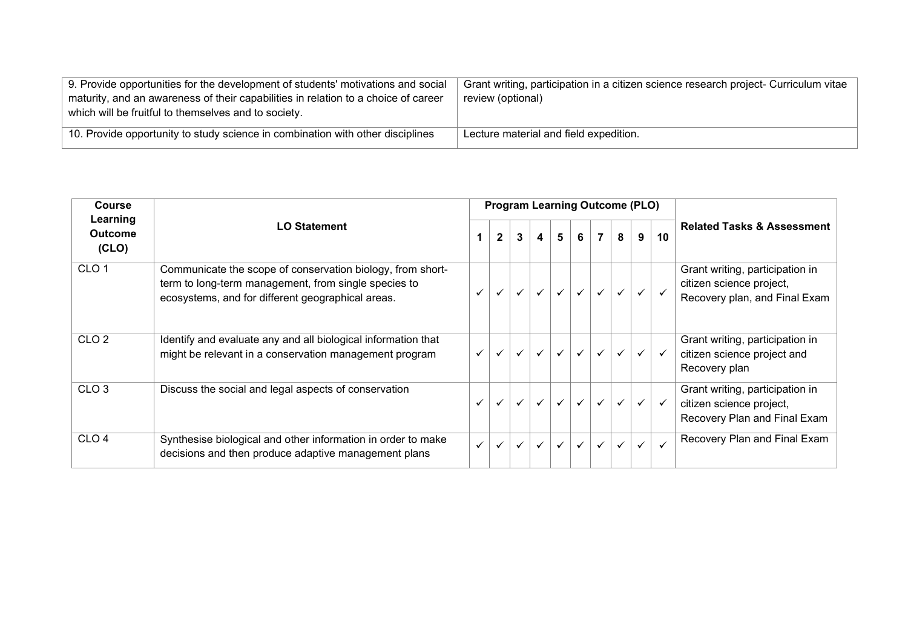| | |
|---|---|
| 9. Provide opportunities for the development of students' motivations and social maturity, and an awareness of their capabilities in relation to a choice of career which will be fruitful to themselves and to society. | Grant writing, participation in a citizen science research project- Curriculum vitae review (optional) |
| 10. Provide opportunity to study science in combination with other disciplines | Lecture material and field expedition. |

| Course Learning Outcome (CLO) | LO Statement | Program Learning Outcome (PLO) | | | | | | | | | | Related Tasks & Assessment |
|---|---|---|---|---|---|---|---|---|---|---|---|---|
| | | 1 | 2 | 3 | 4 | 5 | 6 | 7 | 8 | 9 | 10 | |
| CLO 1 | Communicate the scope of conservation biology, from short-term to long-term management, from single species to ecosystems, and for different geographical areas. | ✓ | ✓ | ✓ | ✓ | ✓ | ✓ | ✓ | ✓ | ✓ | ✓ | Grant writing, participation in citizen science project, Recovery plan, and Final Exam |
| CLO 2 | Identify and evaluate any and all biological information that might be relevant in a conservation management program | ✓ | ✓ | ✓ | ✓ | ✓ | ✓ | ✓ | ✓ | ✓ | ✓ | Grant writing, participation in citizen science project and Recovery plan |
| CLO 3 | Discuss the social and legal aspects of conservation | ✓ | ✓ | ✓ | ✓ | ✓ | ✓ | ✓ | ✓ | ✓ | ✓ | Grant writing, participation in citizen science project, Recovery Plan and Final Exam |
| CLO 4 | Synthesise biological and other information in order to make decisions and then produce adaptive management plans | ✓ | ✓ | ✓ | ✓ | ✓ | ✓ | ✓ | ✓ | ✓ | ✓ | Recovery Plan and Final Exam |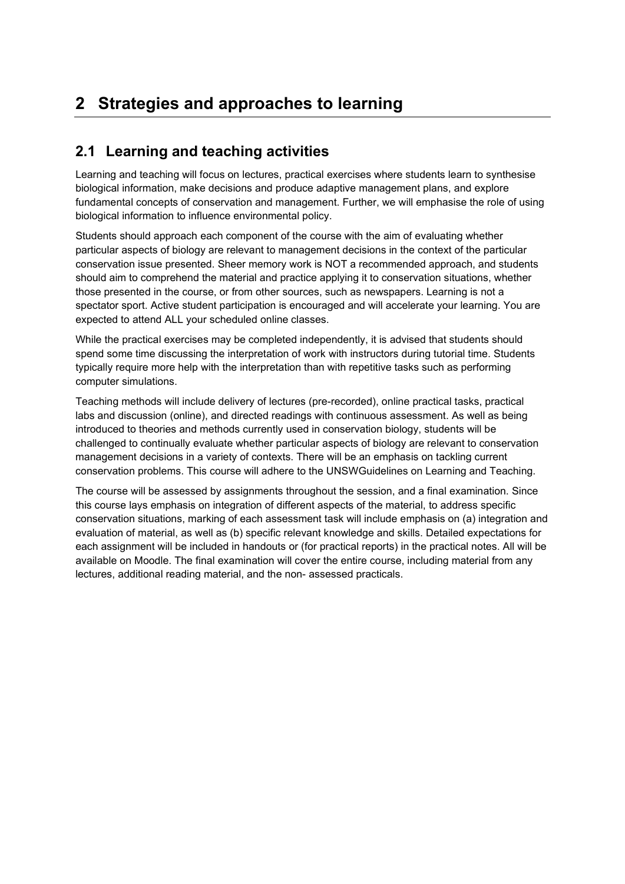# 2 Strategies and approaches to learning

## 2.1 Learning and teaching activities

Learning and teaching will focus on lectures, practical exercises where students learn to synthesise biological information, make decisions and produce adaptive management plans, and explore fundamental concepts of conservation and management. Further, we will emphasise the role of using biological information to influence environmental policy.

Students should approach each component of the course with the aim of evaluating whether particular aspects of biology are relevant to management decisions in the context of the particular conservation issue presented. Sheer memory work is NOT a recommended approach, and students should aim to comprehend the material and practice applying it to conservation situations, whether those presented in the course, or from other sources, such as newspapers. Learning is not a spectator sport. Active student participation is encouraged and will accelerate your learning. You are expected to attend ALL your scheduled online classes.

While the practical exercises may be completed independently, it is advised that students should spend some time discussing the interpretation of work with instructors during tutorial time. Students typically require more help with the interpretation than with repetitive tasks such as performing computer simulations.

Teaching methods will include delivery of lectures (pre-recorded), online practical tasks, practical labs and discussion (online), and directed readings with continuous assessment. As well as being introduced to theories and methods currently used in conservation biology, students will be challenged to continually evaluate whether particular aspects of biology are relevant to conservation management decisions in a variety of contexts. There will be an emphasis on tackling current conservation problems. This course will adhere to the UNSWGuidelines on Learning and Teaching.

The course will be assessed by assignments throughout the session, and a final examination. Since this course lays emphasis on integration of different aspects of the material, to address specific conservation situations, marking of each assessment task will include emphasis on (a) integration and evaluation of material, as well as (b) specific relevant knowledge and skills. Detailed expectations for each assignment will be included in handouts or (for practical reports) in the practical notes. All will be available on Moodle. The final examination will cover the entire course, including material from any lectures, additional reading material, and the non- assessed practicals.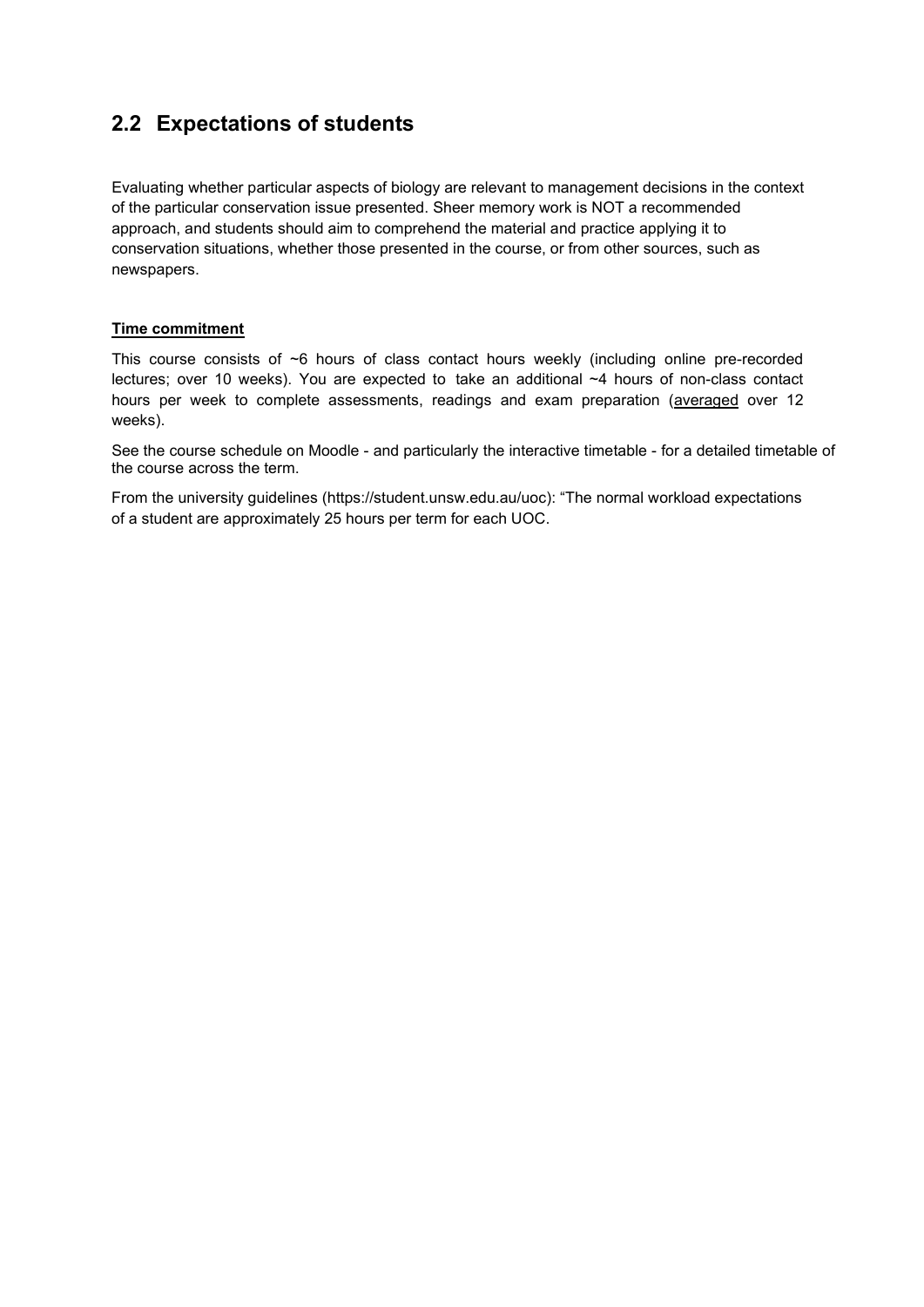## 2.2 Expectations of students

Evaluating whether particular aspects of biology are relevant to management decisions in the context of the particular conservation issue presented. Sheer memory work is NOT a recommended approach, and students should aim to comprehend the material and practice applying it to conservation situations, whether those presented in the course, or from other sources, such as newspapers.

**Time commitment**

This course consists of ~6 hours of class contact hours weekly (including online pre-recorded lectures; over 10 weeks). You are expected to take an additional ~4 hours of non-class contact hours per week to complete assessments, readings and exam preparation (averaged over 12 weeks).

See the course schedule on Moodle - and particularly the interactive timetable - for a detailed timetable of the course across the term.

From the university guidelines (https://student.unsw.edu.au/uoc): "The normal workload expectations of a student are approximately 25 hours per term for each UOC.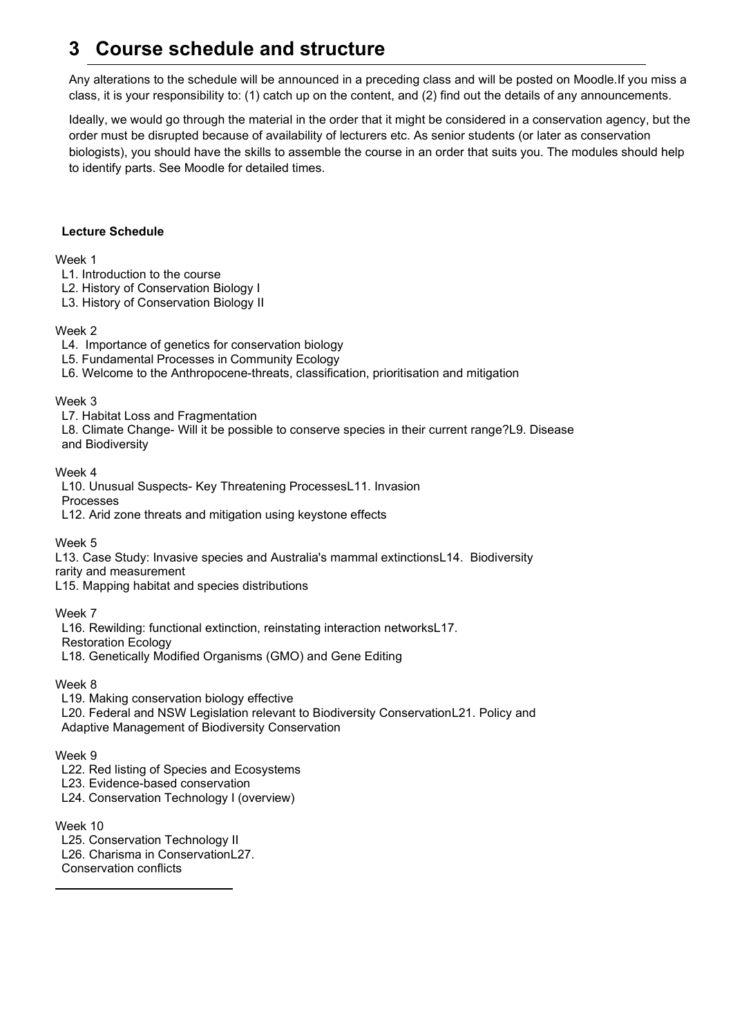# 3 Course schedule and structure

Any alterations to the schedule will be announced in a preceding class and will be posted on Moodle.If you miss a class, it is your responsibility to: (1) catch up on the content, and (2) find out the details of any announcements.

Ideally, we would go through the material in the order that it might be considered in a conservation agency, but the order must be disrupted because of availability of lecturers etc. As senior students (or later as conservation biologists), you should have the skills to assemble the course in an order that suits you. The modules should help to identify parts. See Moodle for detailed times.

**Lecture Schedule**

Week 1

- L1. Introduction to the course
- L2. History of Conservation Biology I
- L3. History of Conservation Biology II

Week 2

- L4. Importance of genetics for conservation biology
- L5. Fundamental Processes in Community Ecology
- L6. Welcome to the Anthropocene-threats, classification, prioritisation and mitigation

Week 3

- L7. Habitat Loss and Fragmentation
- L8. Climate Change- Will it be possible to conserve species in their current range?
- L9. Disease and Biodiversity

Week 4

- L10. Unusual Suspects- Key Threatening Processes
- L11. Invasion Processes
- L12. Arid zone threats and mitigation using keystone effects

Week 5

- L13. Case Study: Invasive species and Australia's mammal extinctions
- L14. Biodiversity rarity and measurement
- L15. Mapping habitat and species distributions

Week 7

- L16. Rewilding: functional extinction, reinstating interaction networks
- L17. Restoration Ecology
- L18. Genetically Modified Organisms (GMO) and Gene Editing

Week 8

- L19. Making conservation biology effective
- L20. Federal and NSW Legislation relevant to Biodiversity Conservation
- L21. Policy and Adaptive Management of Biodiversity Conservation

Week 9

- L22. Red listing of Species and Ecosystems
- L23. Evidence-based conservation
- L24. Conservation Technology I (overview)

Week 10

- L25. Conservation Technology II
- L26. Charisma in Conservation
- L27. Conservation conflicts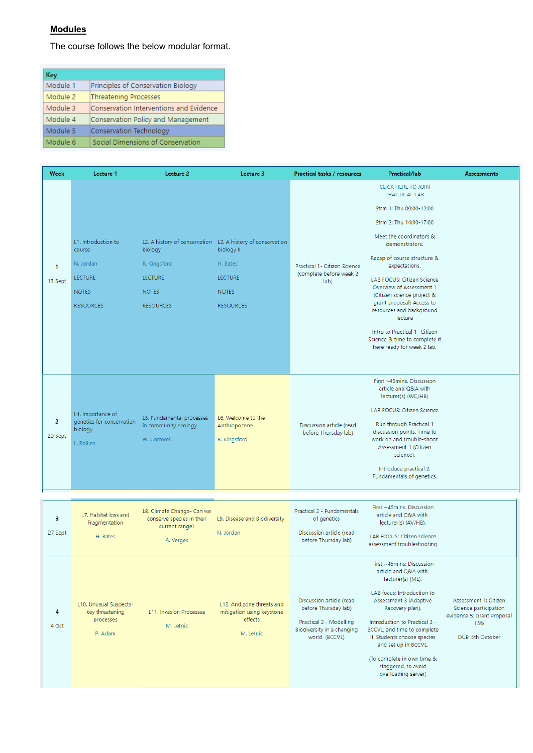## **Modules**

The course follows the below modular format.

| Key | |
|---|---|
| Module 1 | Principles of Conservation Biology |
| Module 2 | Threatening Processes |
| Module 3 | Conservation Interventions and Evidence |
| Module 4 | Conservation Policy and Management |
| Module 5 | Conservation Technology |
| Module 6 | Social Dimensions of Conservation |

| Week | Lecture 1 | Lecture 2 | Lecture 3 | Practical tasks / resources | Practical/lab | Assessments |
|---|---|---|---|---|---|---|
| 1<br><br>13 Sept | L1. Introduction to course<br><br>N. Jordan<br><br>LECTURE<br><br>NOTES<br><br>RESOURCES | L2. A history of conservation biology I<br><br>R. Kingsford<br><br>LECTURE<br><br>NOTES<br><br>RESOURCES | L3. A history of conservation biology II<br><br>H. Bates<br><br>LECTURE<br><br>NOTES<br><br>RESOURCES | Practical 1- Citizen Science (complete before week 2 lab) | CLICK HERE TO JOIN PRACTICAL LAB<br><br>Strm 1: Thu 09:00-12:00<br><br>Strm 2: Thu 14:00-17:00<br><br>Meet the coordinators & demonstrators.<br><br>Recap of course structure & expectations.<br><br>LAB FOCUS: Citizen Science Overview of Assessment 1 (Citizen science project & grant proposal) Access to resources and background lecture<br><br>Intro to Practical 1- Citizen Science & time to complete it here ready for week 2 lab. | |
| 2<br><br>20 Sept | L4. Importance of genetics for conservation biology<br><br>L. Rollins | L5. Fundamental processes in community ecology<br><br>W. Cornwell | L6. Welcome to the Anthropocene<br><br>R. Kingsford | Discussion article (read before Thursday lab) | First ~45mins. Discussion article and Q&A with lecturer(s) (WC/HB)<br><br>LAB FOCUS: Citizen Science<br><br>Run through Practical 1 discussion points. Time to work on and trouble-shoot Assessment 1 (Citizen science).<br><br>Introduce practical 2: Fundamentals of genetics. | |
| 3<br><br>27 Sept | L7. Habitat loss and Fragmentation<br><br>H. Bates | L8. Climate Change- Can we conserve species in their current range?<br><br>A. Verges | L9. Disease and Biodiversity<br><br>N. Jordan | Practical 2 - Fundamentals of genetics<br><br>Discussion article (read before Thursday lab) | First ~45mins. Discussion article and Q&A with lecturer(s) (AV/HB).<br><br>LAB FOCUS: Citizen science assessment troubleshooting | |
| 4<br><br>4 Oct | L10. Unusual Suspects- key threatening processes<br><br>P. Adam | L11. Invasion Processes<br><br>M. Letnic | L12. Arid zone threats and mitigation using keystone effects<br><br>M. Letnic | Discussion article (read before Thursday lab)<br><br>Practical 3 - Modelling Biodiversity in a changing world (BCCVL) | First ~45mins: Discussion article and Q&A with lecturer(s) (ML).<br><br>LAB focus: Introduction to Assessment 3 (Adaptive Recovery plan).<br><br>Introduction to Practical 3 - BCCVL and time to complete it. Students choose species and set up in BCCVL.<br><br>(To complete in own time & staggered, to avoid overloading server) | Assessment 1: Citizen Science participation evidence & Grant Proposal 15%<br><br>DUE: 5th October |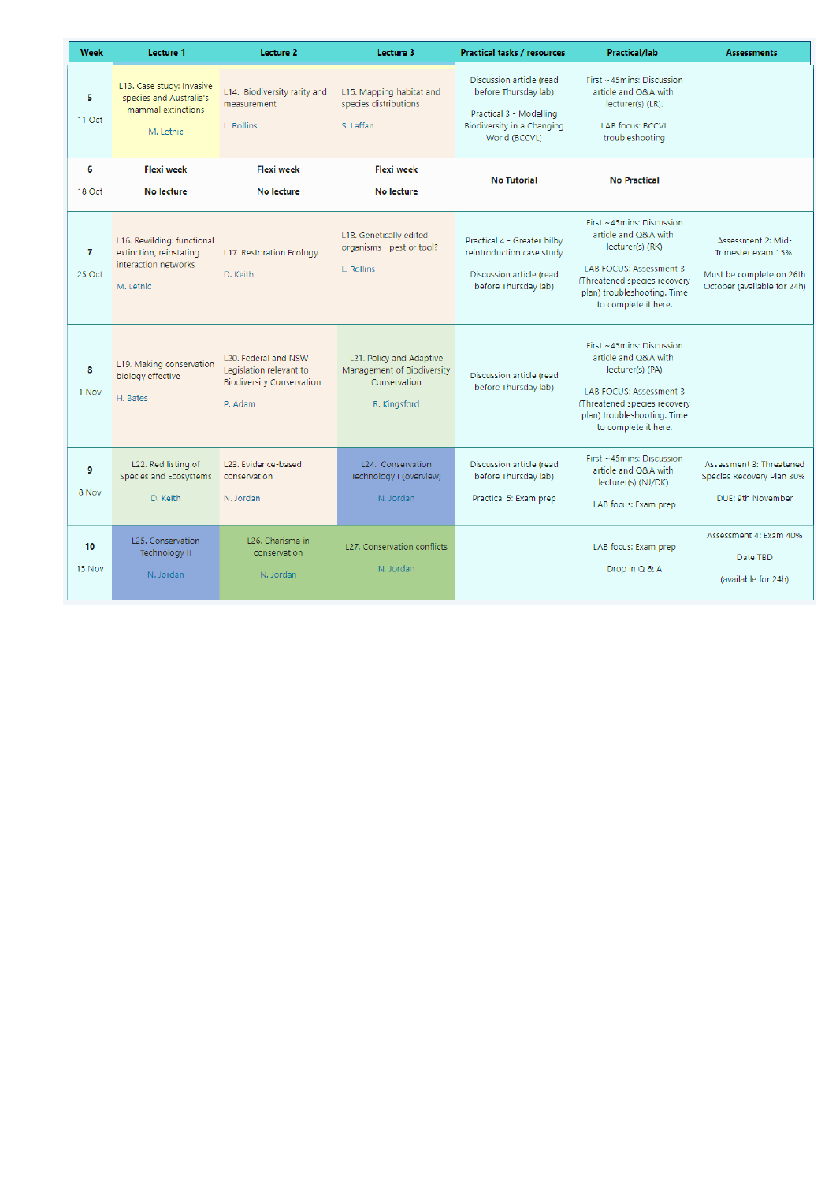| Week | Lecture 1 | Lecture 2 | Lecture 3 | Practical tasks / resources | Practical/lab | Assessments |
|---|---|---|---|---|---|---|
| 5<br><br>11 Oct | L13. Case study: Invasive species and Australia's mammal extinctions<br><br>M. Letnic | L14. Biodiversity rarity and measurement<br><br>L. Rollins | L15. Mapping habitat and species distributions<br><br>S. Laffan | Discussion article (read before Thursday lab)<br><br>Practical 3 - Modelling Biodiversity in a Changing World (BCCVL) | First ~45mins: Discussion article and Q&A with lecturer(s) (LR).<br><br>LAB focus: BCCVL troubleshooting | |
| 6<br><br>18 Oct | **Flexi week**<br><br>**No lecture** | **Flexi week**<br><br>**No lecture** | **Flexi week**<br><br>**No lecture** | **No Tutorial** | **No Practical** | |
| 7<br><br>25 Oct | L16. Rewilding: functional extinction, reinstating interaction networks<br><br>M. Letnic | L17. Restoration Ecology<br><br>D. Keith | L18. Genetically edited organisms - pest or tool?<br><br>L. Rollins | Practical 4 - Greater bilby reintroduction case study<br><br>Discussion article (read before Thursday lab) | First ~45mins: Discussion article and Q&A with lecturer(s) (RK)<br><br>LAB FOCUS: Assessment 3 (Threatened species recovery plan) troubleshooting. Time to complete it here. | Assessment 2: Mid-Trimester exam 15%<br><br>Must be complete on 26th October (available for 24h) |
| 8<br><br>1 Nov | L19. Making conservation biology effective<br><br>H. Bates | L20. Federal and NSW Legislation relevant to Biodiversity Conservation<br><br>P. Adam | L21. Policy and Adaptive Management of Biodiversity Conservation<br><br>R. Kingsford | Discussion article (read before Thursday lab) | First ~45mins: Discussion article and Q&A with lecturer(s) (PA)<br><br>LAB FOCUS: Assessment 3 (Threatened species recovery plan) troubleshooting. Time to complete it here. | |
| 9<br><br>8 Nov | L22. Red listing of Species and Ecosystems<br><br>D. Keith | L23. Evidence-based conservation<br><br>N. Jordan | L24. Conservation Technology I (overview)<br><br>N. Jordan | Discussion article (read before Thursday lab)<br><br>Practical 5: Exam prep | First ~45mins: Discussion article and Q&A with lecturer(s) (NJ/DK)<br><br>LAB focus: Exam prep | Assessment 3: Threatened Species Recovery Plan 30%<br><br>DUE: 9th November |
| 10<br><br>15 Nov | L25. Conservation Technology II<br><br>N. Jordan | L26. Charisma in conservation<br><br>N. Jordan | L27. Conservation conflicts<br><br>N. Jordan | | LAB focus: Exam prep<br><br>Drop in Q & A | Assessment 4: Exam 40%<br><br>Date TBD<br><br>(available for 24h) |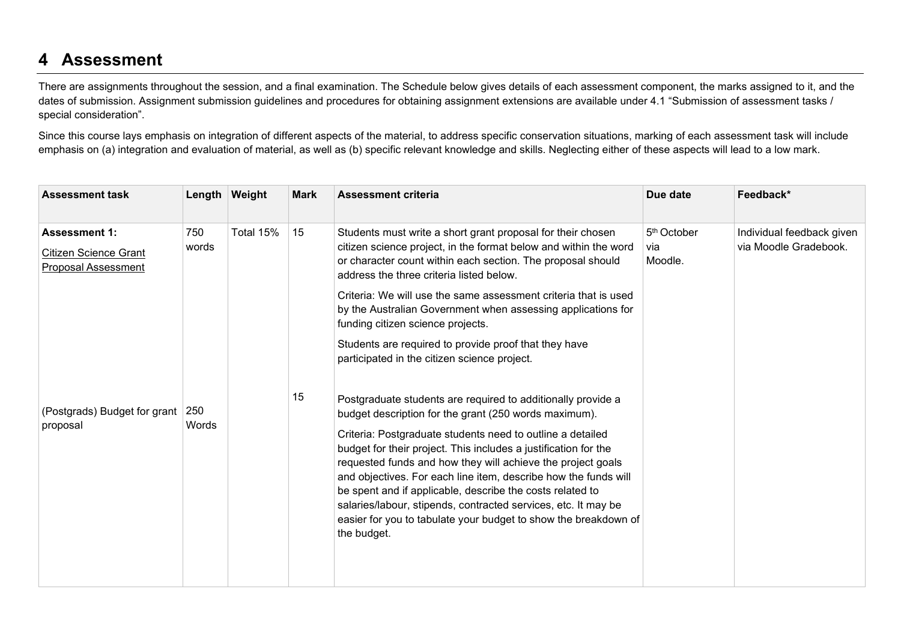# 4 Assessment

There are assignments throughout the session, and a final examination. The Schedule below gives details of each assessment component, the marks assigned to it, and the dates of submission. Assignment submission guidelines and procedures for obtaining assignment extensions are available under 4.1 "Submission of assessment tasks / special consideration".

Since this course lays emphasis on integration of different aspects of the material, to address specific conservation situations, marking of each assessment task will include emphasis on (a) integration and evaluation of material, as well as (b) specific relevant knowledge and skills. Neglecting either of these aspects will lead to a low mark.

| Assessment task | Length | Weight | Mark | Assessment criteria | Due date | Feedback* |
|---|---|---|---|---|---|---|
| **Assessment 1:** Citizen Science Grant Proposal Assessment | 750 words | Total 15% | 15 | Students must write a short grant proposal for their chosen citizen science project, in the format below and within the word or character count within each section. The proposal should address the three criteria listed below. Criteria: We will use the same assessment criteria that is used by the Australian Government when assessing applications for funding citizen science projects. Students are required to provide proof that they have participated in the citizen science project. | 5th October via Moodle. | Individual feedback given via Moodle Gradebook. |
| (Postgrads) Budget for grant proposal | 250 Words | | 15 | Postgraduate students are required to additionally provide a budget description for the grant (250 words maximum). Criteria: Postgraduate students need to outline a detailed budget for their project. This includes a justification for the requested funds and how they will achieve the project goals and objectives. For each line item, describe how the funds will be spent and if applicable, describe the costs related to salaries/labour, stipends, contracted services, etc. It may be easier for you to tabulate your budget to show the breakdown of the budget. | | |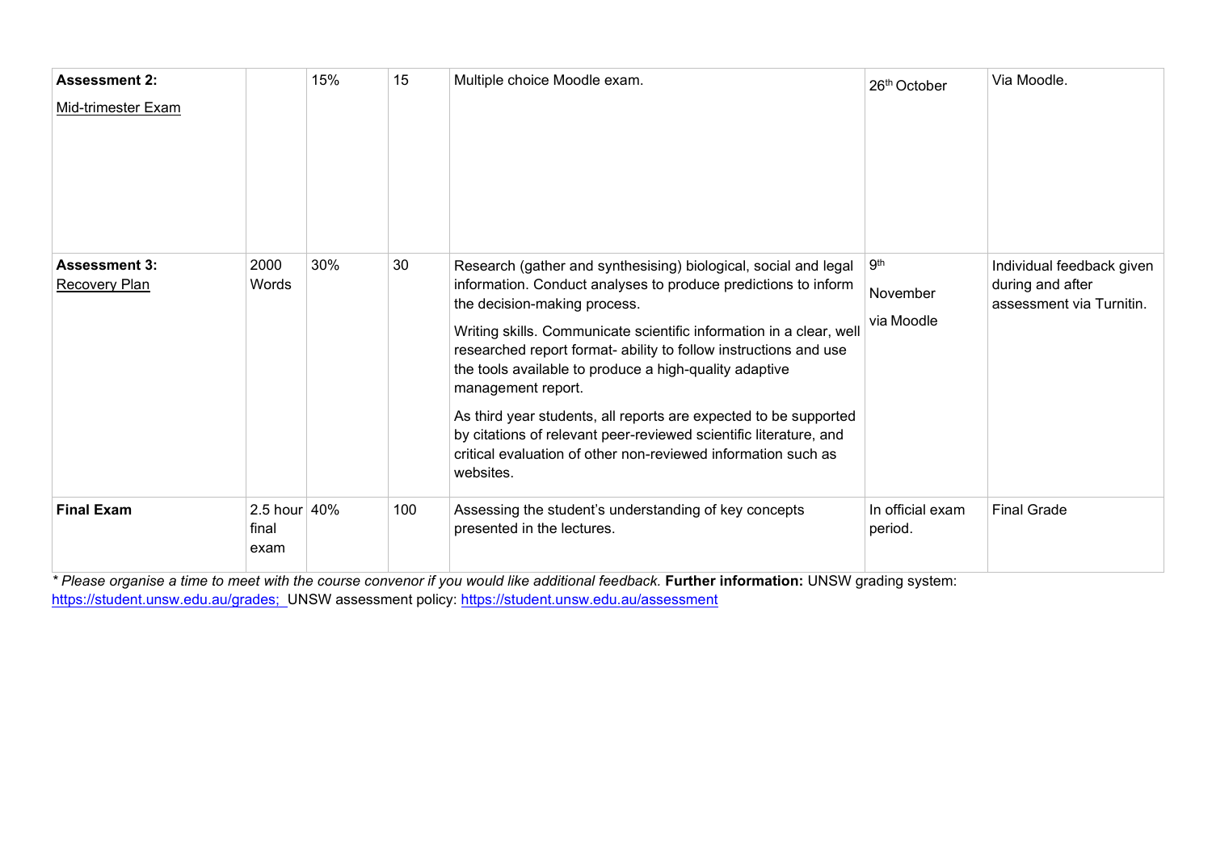| | | | | | | |
|---|---|---|---|---|---|---|
| **Assessment 2:**<br><br>Mid-trimester Exam | | 15% | 15 | Multiple choice Moodle exam. | 26th October | Via Moodle. |
| **Assessment 3:**<br>Recovery Plan | 2000 Words | 30% | 30 | Research (gather and synthesising) biological, social and legal information. Conduct analyses to produce predictions to inform the decision-making process.<br><br>Writing skills. Communicate scientific information in a clear, well researched report format- ability to follow instructions and use the tools available to produce a high-quality adaptive management report.<br><br>As third year students, all reports are expected to be supported by citations of relevant peer-reviewed scientific literature, and critical evaluation of other non-reviewed information such as websites. | 9th<br><br>November<br><br>via Moodle | Individual feedback given during and after assessment via Turnitin. |
| **Final Exam** | 2.5 hour final exam | 40% | 100 | Assessing the student's understanding of key concepts presented in the lectures. | In official exam period. | Final Grade |

*\* Please organise a time to meet with the course convenor if you would like additional feedback.* **Further information:** UNSW grading system: https://student.unsw.edu.au/grades; UNSW assessment policy: https://student.unsw.edu.au/assessment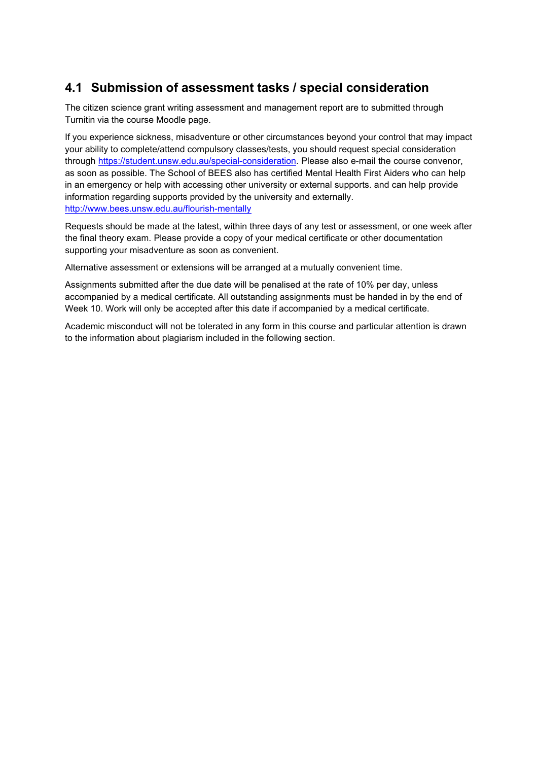## 4.1 Submission of assessment tasks / special consideration

The citizen science grant writing assessment and management report are to submitted through Turnitin via the course Moodle page.

If you experience sickness, misadventure or other circumstances beyond your control that may impact your ability to complete/attend compulsory classes/tests, you should request special consideration through https://student.unsw.edu.au/special-consideration. Please also e-mail the course convenor, as soon as possible. The School of BEES also has certified Mental Health First Aiders who can help in an emergency or help with accessing other university or external supports. and can help provide information regarding supports provided by the university and externally. http://www.bees.unsw.edu.au/flourish-mentally

Requests should be made at the latest, within three days of any test or assessment, or one week after the final theory exam. Please provide a copy of your medical certificate or other documentation supporting your misadventure as soon as convenient.

Alternative assessment or extensions will be arranged at a mutually convenient time.

Assignments submitted after the due date will be penalised at the rate of 10% per day, unless accompanied by a medical certificate. All outstanding assignments must be handed in by the end of Week 10. Work will only be accepted after this date if accompanied by a medical certificate.

Academic misconduct will not be tolerated in any form in this course and particular attention is drawn to the information about plagiarism included in the following section.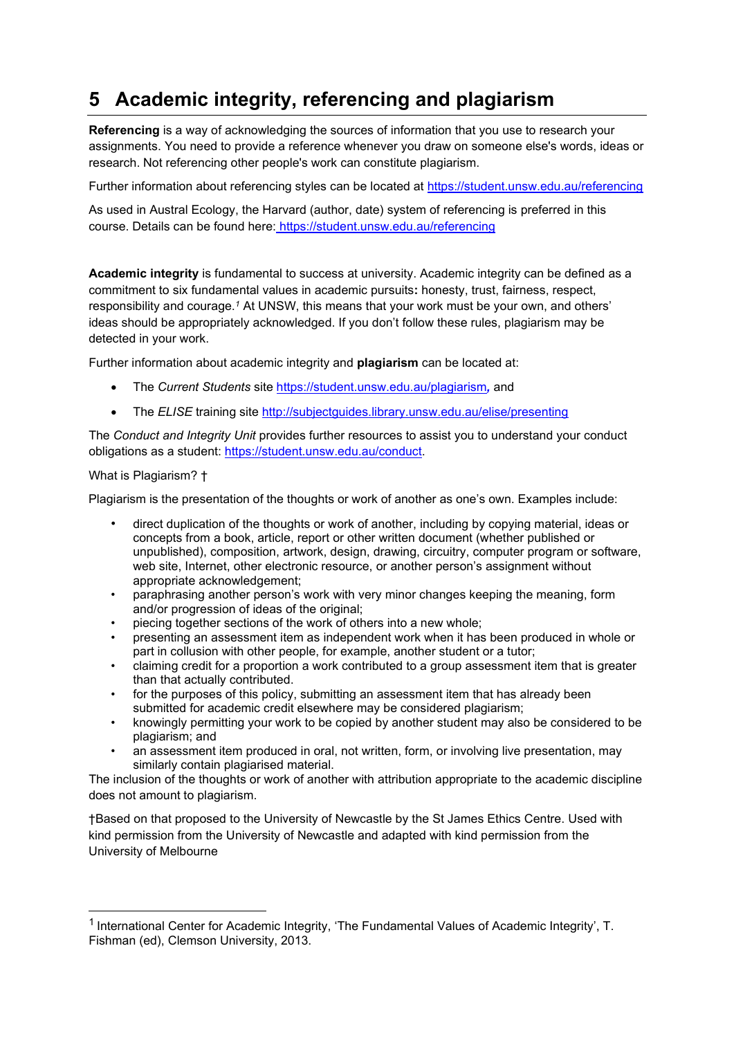# 5 Academic integrity, referencing and plagiarism

**Referencing** is a way of acknowledging the sources of information that you use to research your assignments. You need to provide a reference whenever you draw on someone else's words, ideas or research. Not referencing other people's work can constitute plagiarism.

Further information about referencing styles can be located at https://student.unsw.edu.au/referencing

As used in Austral Ecology, the Harvard (author, date) system of referencing is preferred in this course. Details can be found here: https://student.unsw.edu.au/referencing

**Academic integrity** is fundamental to success at university. Academic integrity can be defined as a commitment to six fundamental values in academic pursuits**:** honesty, trust, fairness, respect, responsibility and courage.[1] At UNSW, this means that your work must be your own, and others' ideas should be appropriately acknowledged. If you don't follow these rules, plagiarism may be detected in your work.

Further information about academic integrity and **plagiarism** can be located at:

- The *Current Students* site https://student.unsw.edu.au/plagiarism*,* and
- The *ELISE* training site http://subjectguides.library.unsw.edu.au/elise/presenting

The *Conduct and Integrity Unit* provides further resources to assist you to understand your conduct obligations as a student: https://student.unsw.edu.au/conduct.

What is Plagiarism? †

Plagiarism is the presentation of the thoughts or work of another as one's own. Examples include:

- direct duplication of the thoughts or work of another, including by copying material, ideas or concepts from a book, article, report or other written document (whether published or unpublished), composition, artwork, design, drawing, circuitry, computer program or software, web site, Internet, other electronic resource, or another person's assignment without appropriate acknowledgement;
- paraphrasing another person's work with very minor changes keeping the meaning, form and/or progression of ideas of the original;
- piecing together sections of the work of others into a new whole;
- presenting an assessment item as independent work when it has been produced in whole or part in collusion with other people, for example, another student or a tutor;
- claiming credit for a proportion a work contributed to a group assessment item that is greater than that actually contributed.
- for the purposes of this policy, submitting an assessment item that has already been submitted for academic credit elsewhere may be considered plagiarism;
- knowingly permitting your work to be copied by another student may also be considered to be plagiarism; and
- an assessment item produced in oral, not written, form, or involving live presentation, may similarly contain plagiarised material.

The inclusion of the thoughts or work of another with attribution appropriate to the academic discipline does not amount to plagiarism.

†Based on that proposed to the University of Newcastle by the St James Ethics Centre. Used with kind permission from the University of Newcastle and adapted with kind permission from the University of Melbourne

---

[1] International Center for Academic Integrity, 'The Fundamental Values of Academic Integrity', T. Fishman (ed), Clemson University, 2013.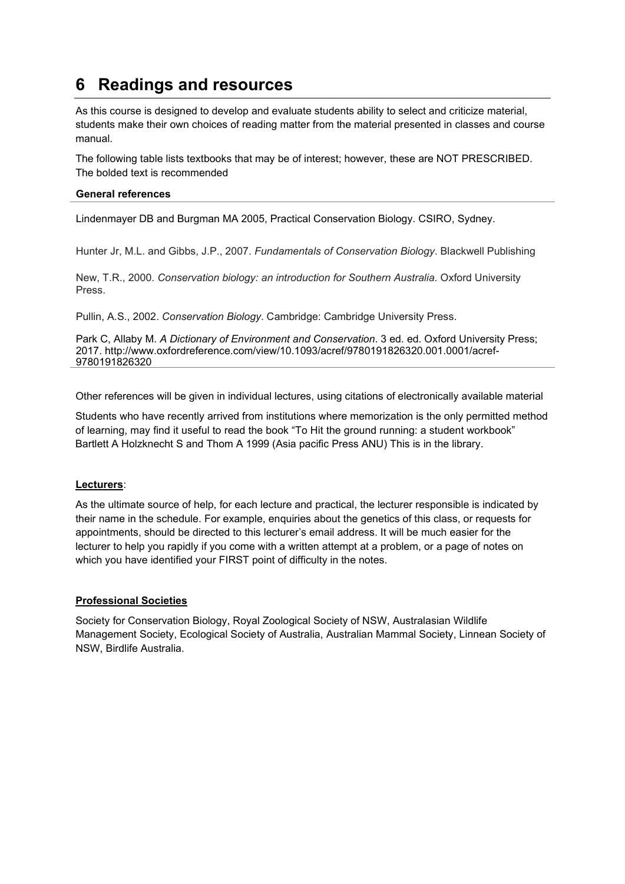# 6 Readings and resources

As this course is designed to develop and evaluate students ability to select and criticize material, students make their own choices of reading matter from the material presented in classes and course manual.

The following table lists textbooks that may be of interest; however, these are NOT PRESCRIBED. The bolded text is recommended

| General references |
| --- |
| Lindenmayer DB and Burgman MA 2005, Practical Conservation Biology. CSIRO, Sydney. |
| Hunter Jr, M.L. and Gibbs, J.P., 2007. *Fundamentals of Conservation Biology*. Blackwell Publishing |
| New, T.R., 2000. *Conservation biology: an introduction for Southern Australia*. Oxford University Press. |
| Pullin, A.S., 2002. *Conservation Biology*. Cambridge: Cambridge University Press. |
| Park C, Allaby M. *A Dictionary of Environment and Conservation*. 3 ed. ed. Oxford University Press; 2017. http://www.oxfordreference.com/view/10.1093/acref/9780191826320.001.0001/acref-9780191826320 |

Other references will be given in individual lectures, using citations of electronically available material

Students who have recently arrived from institutions where memorization is the only permitted method of learning, may find it useful to read the book "To Hit the ground running: a student workbook" Bartlett A Holzknecht S and Thom A 1999 (Asia pacific Press ANU) This is in the library.

**Lecturers**:

As the ultimate source of help, for each lecture and practical, the lecturer responsible is indicated by their name in the schedule. For example, enquiries about the genetics of this class, or requests for appointments, should be directed to this lecturer's email address. It will be much easier for the lecturer to help you rapidly if you come with a written attempt at a problem, or a page of notes on which you have identified your FIRST point of difficulty in the notes.

**Professional Societies**

Society for Conservation Biology, Royal Zoological Society of NSW, Australasian Wildlife Management Society, Ecological Society of Australia, Australian Mammal Society, Linnean Society of NSW, Birdlife Australia.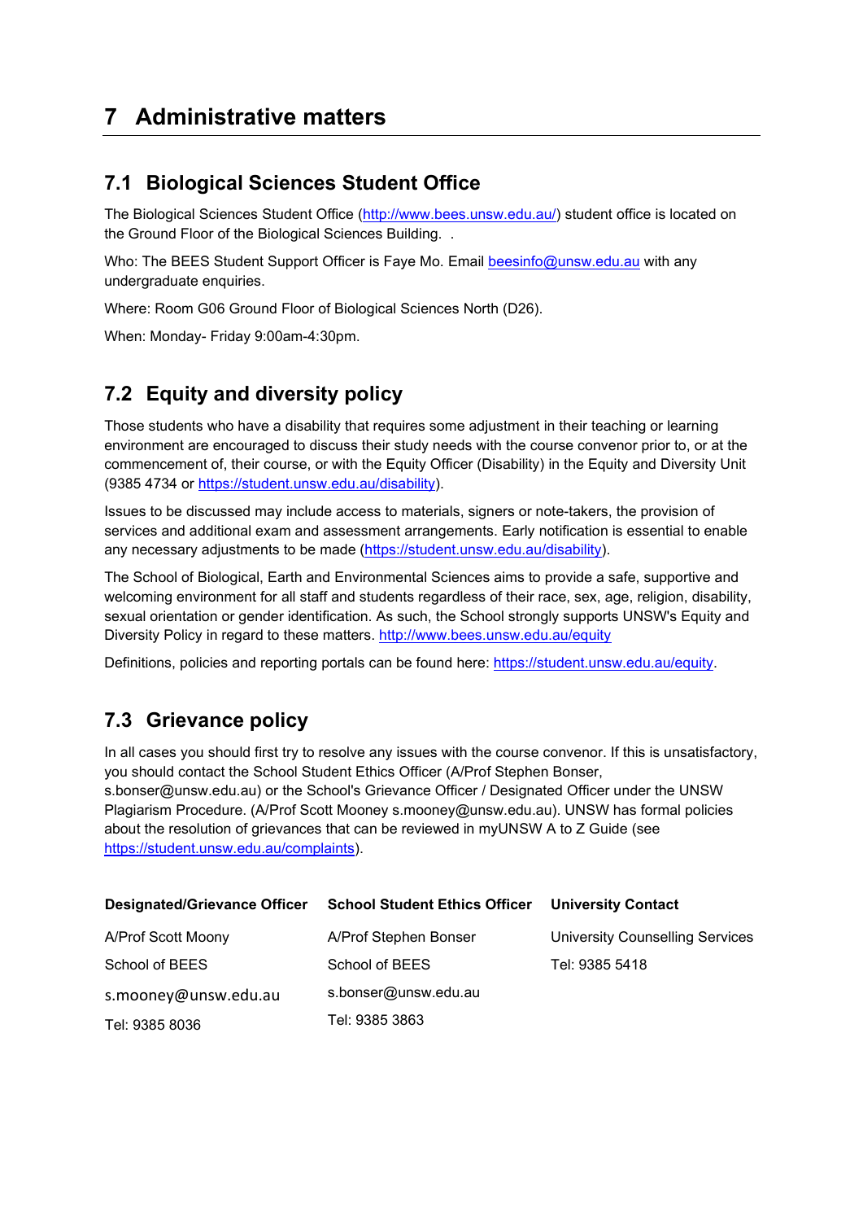# 7 Administrative matters

## 7.1 Biological Sciences Student Office

The Biological Sciences Student Office (http://www.bees.unsw.edu.au/) student office is located on the Ground Floor of the Biological Sciences Building. .

Who: The BEES Student Support Officer is Faye Mo. Email beesinfo@unsw.edu.au with any undergraduate enquiries.

Where: Room G06 Ground Floor of Biological Sciences North (D26).

When: Monday- Friday 9:00am-4:30pm.

## 7.2 Equity and diversity policy

Those students who have a disability that requires some adjustment in their teaching or learning environment are encouraged to discuss their study needs with the course convenor prior to, or at the commencement of, their course, or with the Equity Officer (Disability) in the Equity and Diversity Unit (9385 4734 or https://student.unsw.edu.au/disability).

Issues to be discussed may include access to materials, signers or note-takers, the provision of services and additional exam and assessment arrangements. Early notification is essential to enable any necessary adjustments to be made (https://student.unsw.edu.au/disability).

The School of Biological, Earth and Environmental Sciences aims to provide a safe, supportive and welcoming environment for all staff and students regardless of their race, sex, age, religion, disability, sexual orientation or gender identification. As such, the School strongly supports UNSW's Equity and Diversity Policy in regard to these matters. http://www.bees.unsw.edu.au/equity

Definitions, policies and reporting portals can be found here: https://student.unsw.edu.au/equity.

## 7.3 Grievance policy

In all cases you should first try to resolve any issues with the course convenor. If this is unsatisfactory, you should contact the School Student Ethics Officer (A/Prof Stephen Bonser, s.bonser@unsw.edu.au) or the School's Grievance Officer / Designated Officer under the UNSW Plagiarism Procedure. (A/Prof Scott Mooney s.mooney@unsw.edu.au). UNSW has formal policies about the resolution of grievances that can be reviewed in myUNSW A to Z Guide (see https://student.unsw.edu.au/complaints).

| Designated/Grievance Officer | School Student Ethics Officer | University Contact |
| --- | --- | --- |
| A/Prof Scott Moony | A/Prof Stephen Bonser | University Counselling Services |
| School of BEES | School of BEES | Tel: 9385 5418 |
| s.mooney@unsw.edu.au | s.bonser@unsw.edu.au | |
| Tel: 9385 8036 | Tel: 9385 3863 | |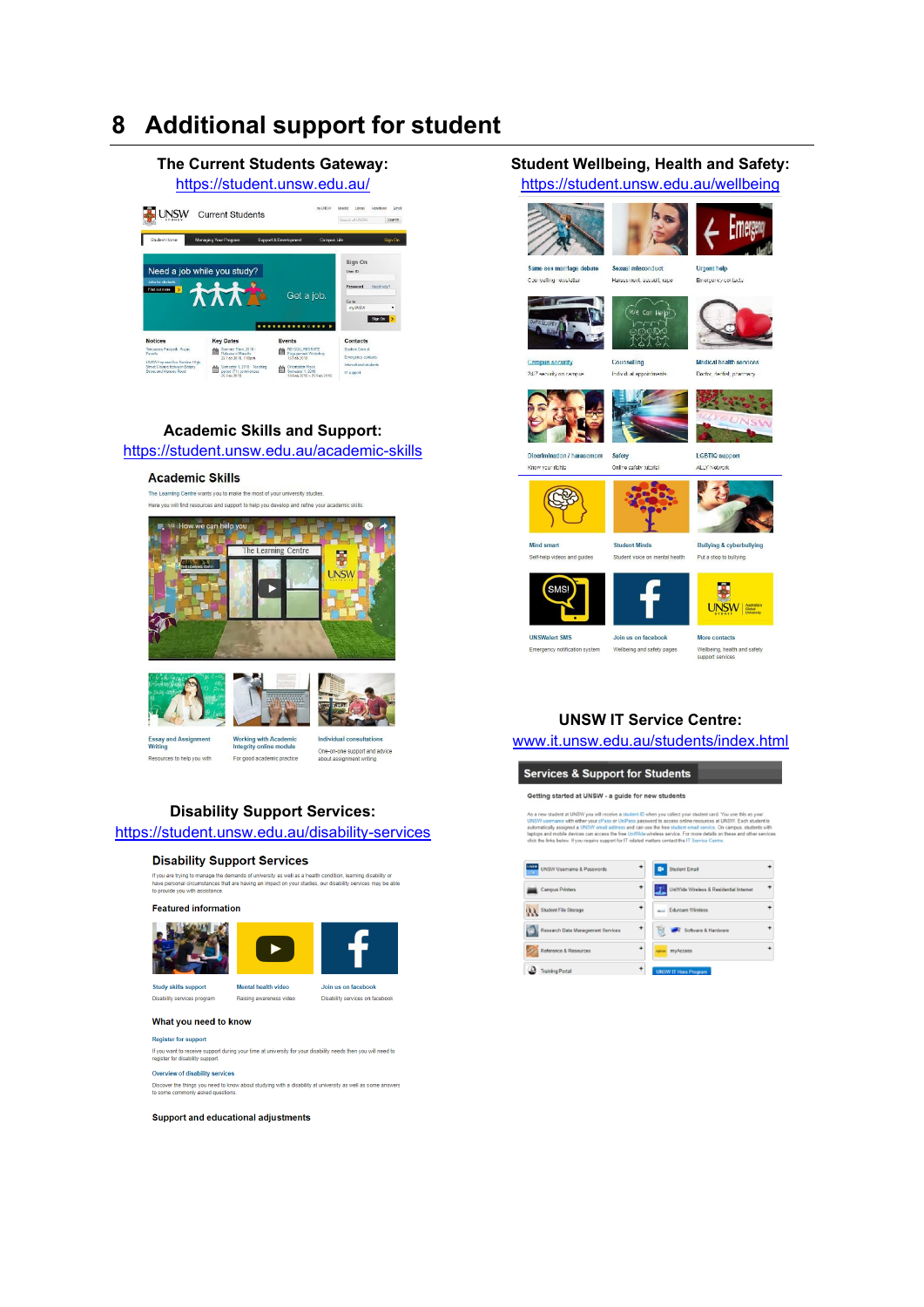# 8 Additional support for student

**The Current Students Gateway:**
https://student.unsw.edu.au/

**Student Wellbeing, Health and Safety:**
https://student.unsw.edu.au/wellbeing

**Academic Skills and Support:**
https://student.unsw.edu.au/academic-skills

**UNSW IT Service Centre:**
www.it.unsw.edu.au/students/index.html

**Disability Support Services:**
https://student.unsw.edu.au/disability-services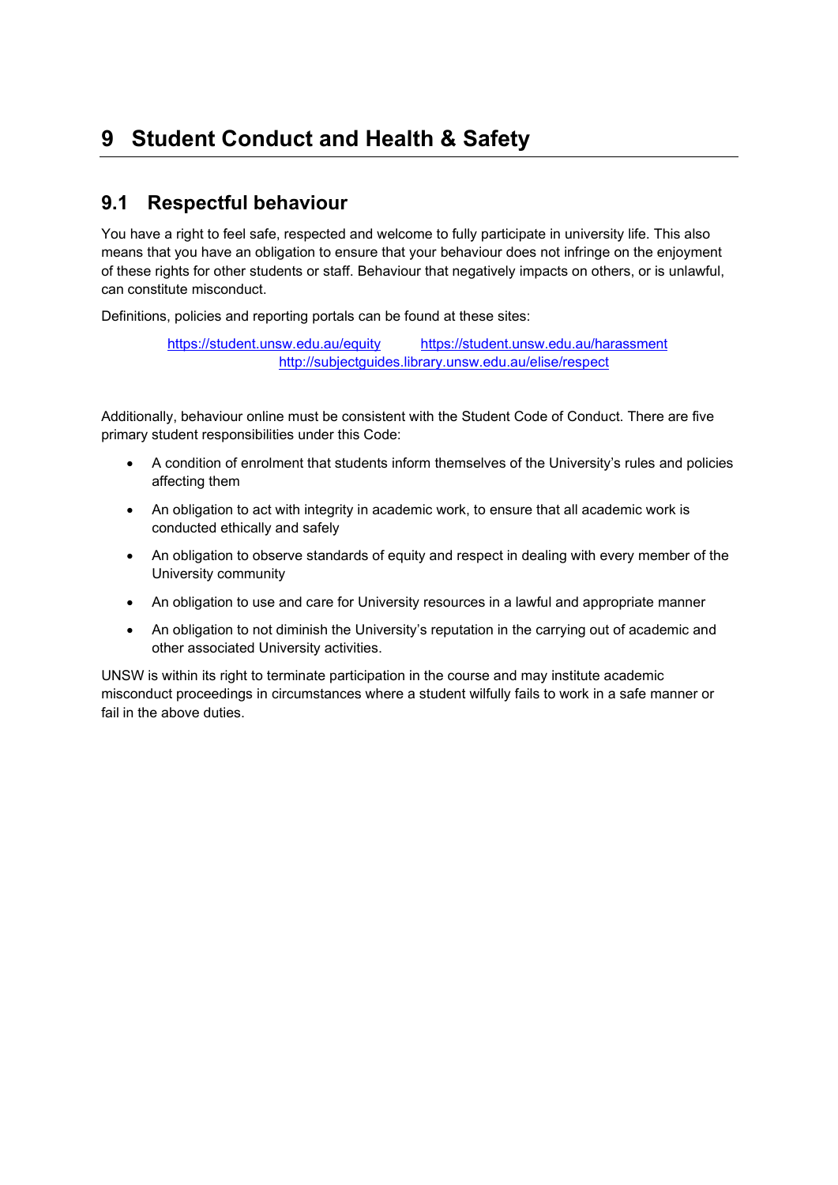# 9 Student Conduct and Health & Safety

## 9.1 Respectful behaviour

You have a right to feel safe, respected and welcome to fully participate in university life. This also means that you have an obligation to ensure that your behaviour does not infringe on the enjoyment of these rights for other students or staff. Behaviour that negatively impacts on others, or is unlawful, can constitute misconduct.

Definitions, policies and reporting portals can be found at these sites:

https://student.unsw.edu.au/equity https://student.unsw.edu.au/harassment
http://subjectguides.library.unsw.edu.au/elise/respect

Additionally, behaviour online must be consistent with the Student Code of Conduct. There are five primary student responsibilities under this Code:

- A condition of enrolment that students inform themselves of the University's rules and policies affecting them
- An obligation to act with integrity in academic work, to ensure that all academic work is conducted ethically and safely
- An obligation to observe standards of equity and respect in dealing with every member of the University community
- An obligation to use and care for University resources in a lawful and appropriate manner
- An obligation to not diminish the University's reputation in the carrying out of academic and other associated University activities.

UNSW is within its right to terminate participation in the course and may institute academic misconduct proceedings in circumstances where a student wilfully fails to work in a safe manner or fail in the above duties.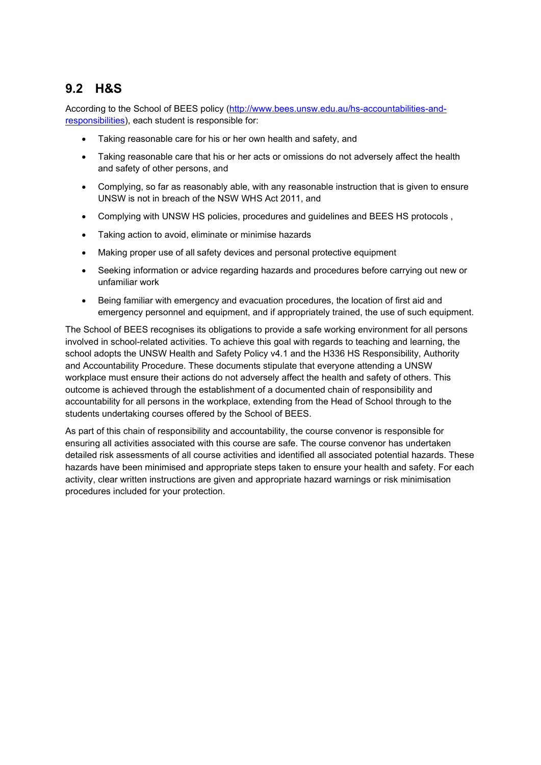## 9.2 H&S

According to the School of BEES policy ([http://www.bees.unsw.edu.au/hs-accountabilities-and-responsibilities](http://www.bees.unsw.edu.au/hs-accountabilities-and-responsibilities)), each student is responsible for:

- Taking reasonable care for his or her own health and safety, and
- Taking reasonable care that his or her acts or omissions do not adversely affect the health and safety of other persons, and
- Complying, so far as reasonably able, with any reasonable instruction that is given to ensure UNSW is not in breach of the NSW WHS Act 2011, and
- Complying with UNSW HS policies, procedures and guidelines and BEES HS protocols ,
- Taking action to avoid, eliminate or minimise hazards
- Making proper use of all safety devices and personal protective equipment
- Seeking information or advice regarding hazards and procedures before carrying out new or unfamiliar work
- Being familiar with emergency and evacuation procedures, the location of first aid and emergency personnel and equipment, and if appropriately trained, the use of such equipment.

The School of BEES recognises its obligations to provide a safe working environment for all persons involved in school-related activities. To achieve this goal with regards to teaching and learning, the school adopts the UNSW Health and Safety Policy v4.1 and the H336 HS Responsibility, Authority and Accountability Procedure. These documents stipulate that everyone attending a UNSW workplace must ensure their actions do not adversely affect the health and safety of others. This outcome is achieved through the establishment of a documented chain of responsibility and accountability for all persons in the workplace, extending from the Head of School through to the students undertaking courses offered by the School of BEES.

As part of this chain of responsibility and accountability, the course convenor is responsible for ensuring all activities associated with this course are safe. The course convenor has undertaken detailed risk assessments of all course activities and identified all associated potential hazards. These hazards have been minimised and appropriate steps taken to ensure your health and safety. For each activity, clear written instructions are given and appropriate hazard warnings or risk minimisation procedures included for your protection.